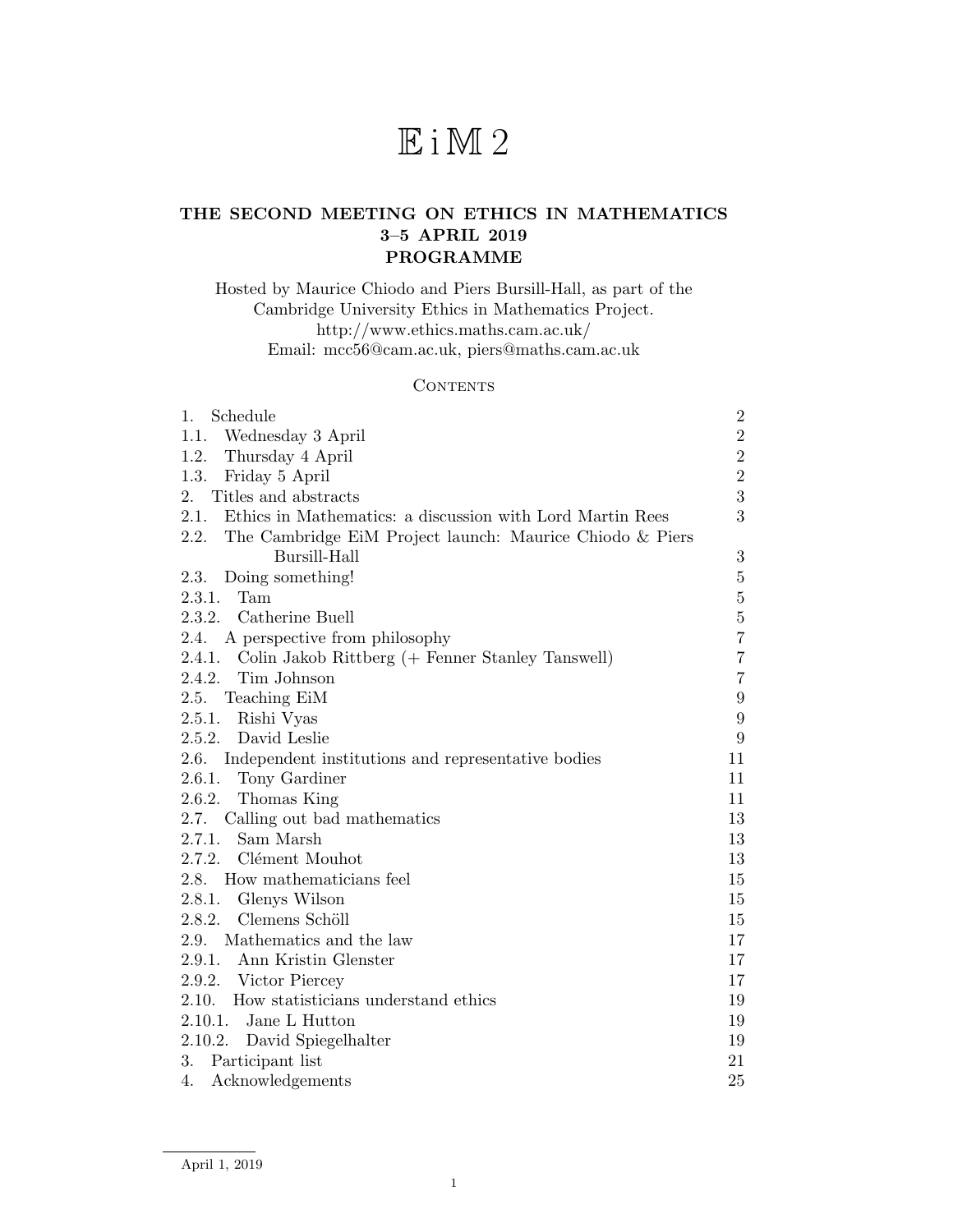# $\mathbb{E}$ i $\mathbb{M}$ 2

## THE SECOND MEETING ON ETHICS IN MATHEMATICS
## 3–5 APRIL 2019
## PROGRAMME

Hosted by Maurice Chiodo and Piers Bursill-Hall, as part of the Cambridge University Ethics in Mathematics Project.
http://www.ethics.maths.cam.ac.uk/
Email: mcc56@cam.ac.uk, piers@maths.cam.ac.uk

### Contents

| | |
|---|---|
| 1. Schedule | 2 |
| 1.1. Wednesday 3 April | 2 |
| 1.2. Thursday 4 April | 2 |
| 1.3. Friday 5 April | 2 |
| 2. Titles and abstracts | 3 |
| 2.1. Ethics in Mathematics: a discussion with Lord Martin Rees | 3 |
| 2.2. The Cambridge EiM Project launch: Maurice Chiodo & Piers Bursill-Hall | 3 |
| 2.3. Doing something! | 5 |
| 2.3.1. Tam | 5 |
| 2.3.2. Catherine Buell | 5 |
| 2.4. A perspective from philosophy | 7 |
| 2.4.1. Colin Jakob Rittberg (+ Fenner Stanley Tanswell) | 7 |
| 2.4.2. Tim Johnson | 7 |
| 2.5. Teaching EiM | 9 |
| 2.5.1. Rishi Vyas | 9 |
| 2.5.2. David Leslie | 9 |
| 2.6. Independent institutions and representative bodies | 11 |
| 2.6.1. Tony Gardiner | 11 |
| 2.6.2. Thomas King | 11 |
| 2.7. Calling out bad mathematics | 13 |
| 2.7.1. Sam Marsh | 13 |
| 2.7.2. Clément Mouhot | 13 |
| 2.8. How mathematicians feel | 15 |
| 2.8.1. Glenys Wilson | 15 |
| 2.8.2. Clemens Schöll | 15 |
| 2.9. Mathematics and the law | 17 |
| 2.9.1. Ann Kristin Glenster | 17 |
| 2.9.2. Victor Piercey | 17 |
| 2.10. How statisticians understand ethics | 19 |
| 2.10.1. Jane L Hutton | 19 |
| 2.10.2. David Spiegelhalter | 19 |
| 3. Participant list | 21 |
| 4. Acknowledgements | 25 |

April 1, 2019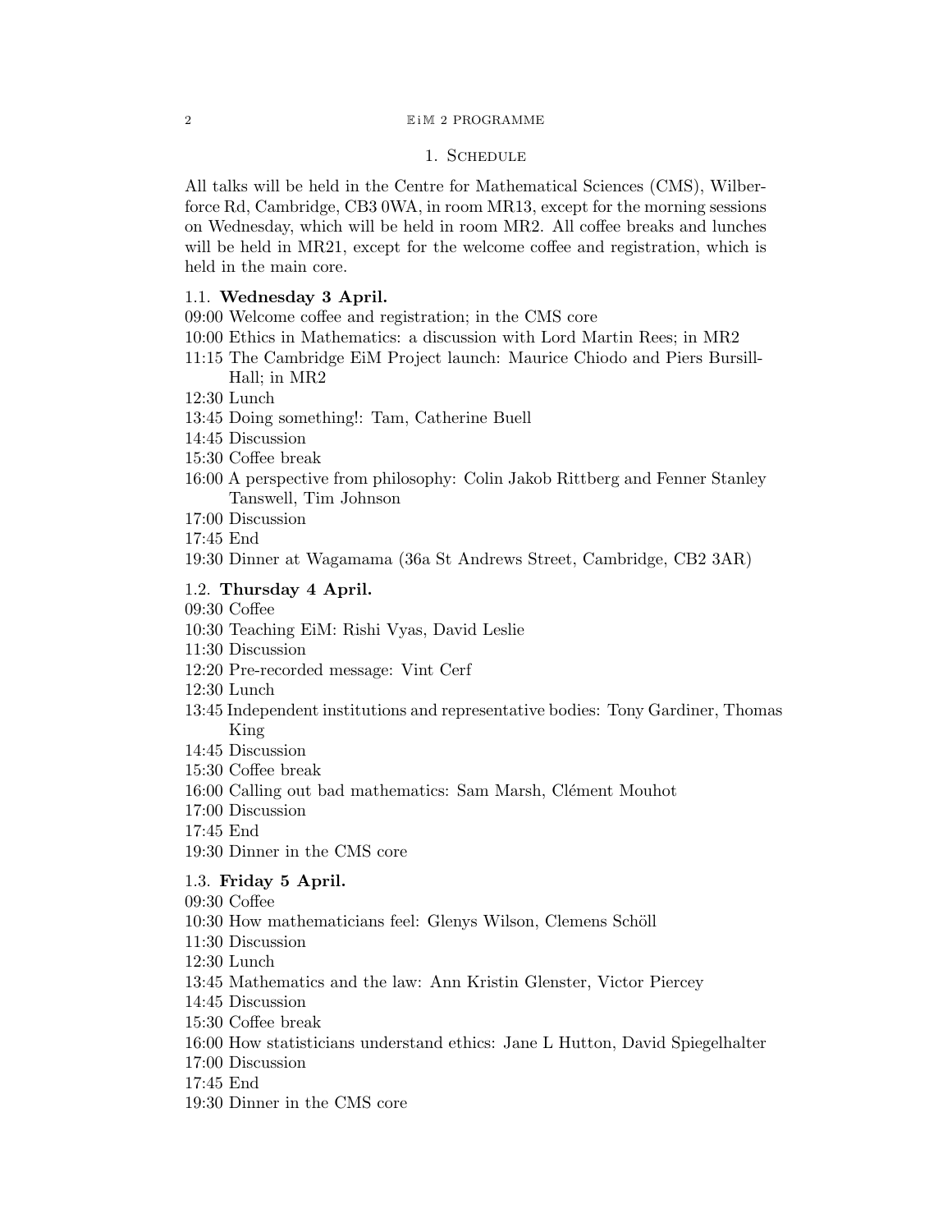## 1. Schedule

All talks will be held in the Centre for Mathematical Sciences (CMS), Wilberforce Rd, Cambridge, CB3 0WA, in room MR13, except for the morning sessions on Wednesday, which will be held in room MR2. All coffee breaks and lunches will be held in MR21, except for the welcome coffee and registration, which is held in the main core.

### 1.1. **Wednesday 3 April.**

09:00 Welcome coffee and registration; in the CMS core
10:00 Ethics in Mathematics: a discussion with Lord Martin Rees; in MR2
11:15 The Cambridge EiM Project launch: Maurice Chiodo and Piers Bursill-Hall; in MR2
12:30 Lunch
13:45 Doing something!: Tam, Catherine Buell
14:45 Discussion
15:30 Coffee break
16:00 A perspective from philosophy: Colin Jakob Rittberg and Fenner Stanley Tanswell, Tim Johnson
17:00 Discussion
17:45 End
19:30 Dinner at Wagamama (36a St Andrews Street, Cambridge, CB2 3AR)

### 1.2. **Thursday 4 April.**

09:30 Coffee
10:30 Teaching EiM: Rishi Vyas, David Leslie
11:30 Discussion
12:20 Pre-recorded message: Vint Cerf
12:30 Lunch
13:45 Independent institutions and representative bodies: Tony Gardiner, Thomas King
14:45 Discussion
15:30 Coffee break
16:00 Calling out bad mathematics: Sam Marsh, Clément Mouhot
17:00 Discussion
17:45 End
19:30 Dinner in the CMS core

### 1.3. **Friday 5 April.**

09:30 Coffee
10:30 How mathematicians feel: Glenys Wilson, Clemens Schöll
11:30 Discussion
12:30 Lunch
13:45 Mathematics and the law: Ann Kristin Glenster, Victor Piercey
14:45 Discussion
15:30 Coffee break
16:00 How statisticians understand ethics: Jane L Hutton, David Spiegelhalter
17:00 Discussion
17:45 End
19:30 Dinner in the CMS core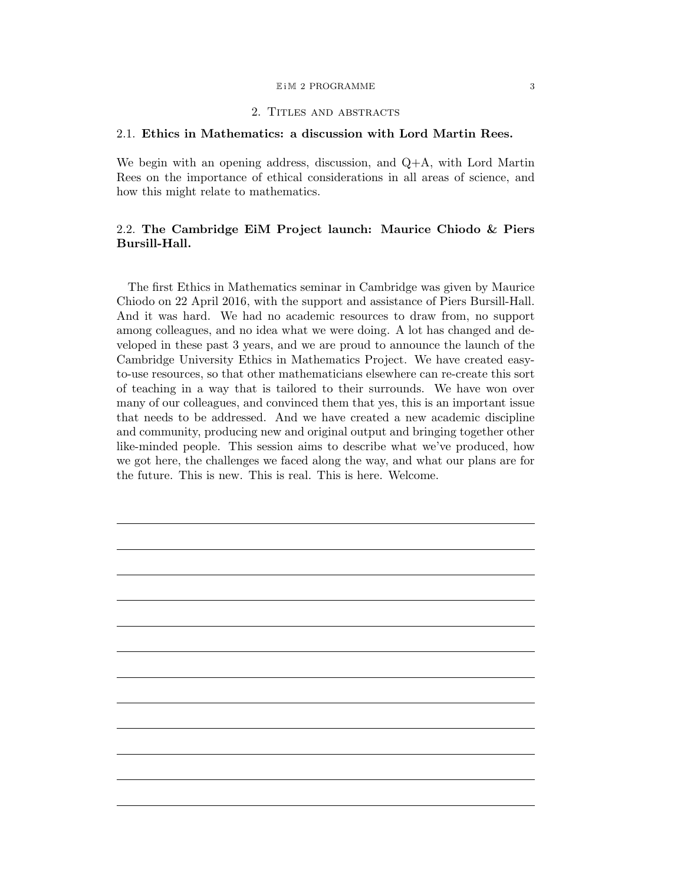## 2. Titles and abstracts

### 2.1. Ethics in Mathematics: a discussion with Lord Martin Rees.

We begin with an opening address, discussion, and Q+A, with Lord Martin Rees on the importance of ethical considerations in all areas of science, and how this might relate to mathematics.

### 2.2. The Cambridge EiM Project launch: Maurice Chiodo & Piers Bursill-Hall.

The first Ethics in Mathematics seminar in Cambridge was given by Maurice Chiodo on 22 April 2016, with the support and assistance of Piers Bursill-Hall. And it was hard. We had no academic resources to draw from, no support among colleagues, and no idea what we were doing. A lot has changed and developed in these past 3 years, and we are proud to announce the launch of the Cambridge University Ethics in Mathematics Project. We have created easy-to-use resources, so that other mathematicians elsewhere can re-create this sort of teaching in a way that is tailored to their surrounds. We have won over many of our colleagues, and convinced them that yes, this is an important issue that needs to be addressed. And we have created a new academic discipline and community, producing new and original output and bringing together other like-minded people. This session aims to describe what we've produced, how we got here, the challenges we faced along the way, and what our plans are for the future. This is new. This is real. This is here. Welcome.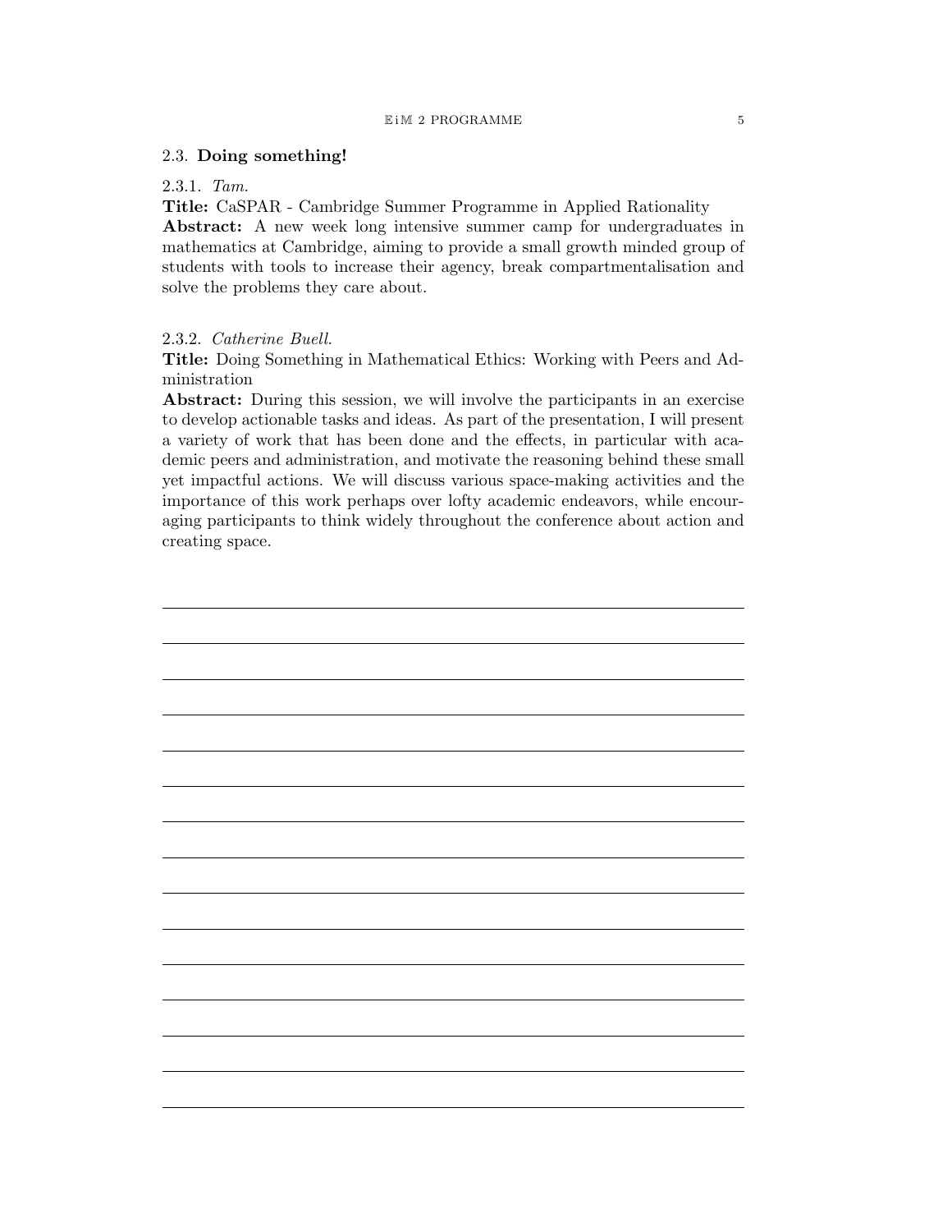## 2.3. **Doing something!**

### 2.3.1. *Tam.*

**Title:** CaSPAR - Cambridge Summer Programme in Applied Rationality

**Abstract:** A new week long intensive summer camp for undergraduates in mathematics at Cambridge, aiming to provide a small growth minded group of students with tools to increase their agency, break compartmentalisation and solve the problems they care about.

### 2.3.2. *Catherine Buell.*

**Title:** Doing Something in Mathematical Ethics: Working with Peers and Administration

**Abstract:** During this session, we will involve the participants in an exercise to develop actionable tasks and ideas. As part of the presentation, I will present a variety of work that has been done and the effects, in particular with academic peers and administration, and motivate the reasoning behind these small yet impactful actions. We will discuss various space-making activities and the importance of this work perhaps over lofty academic endeavors, while encouraging participants to think widely throughout the conference about action and creating space.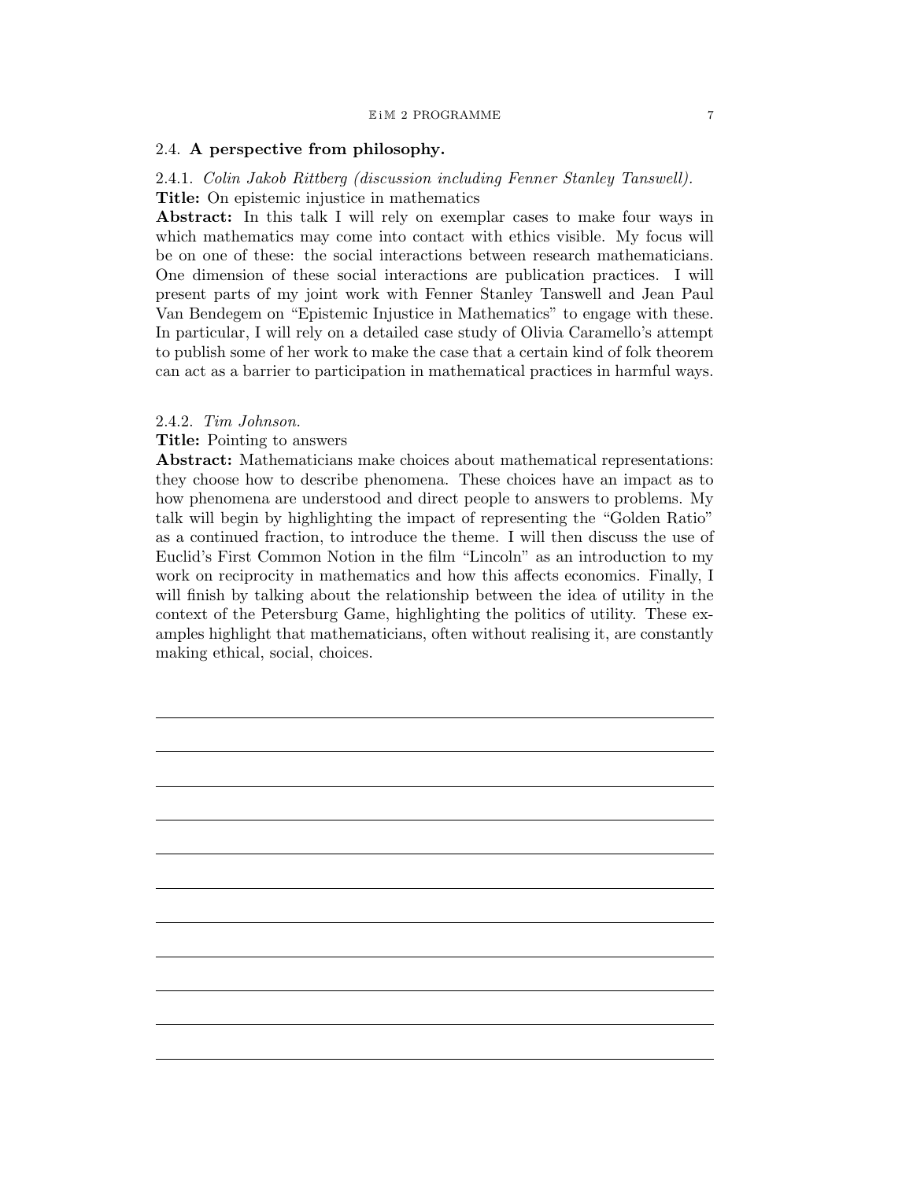## 2.4. **A perspective from philosophy.**

### 2.4.1. *Colin Jakob Rittberg (discussion including Fenner Stanley Tanswell).*

**Title:** On epistemic injustice in mathematics

**Abstract:** In this talk I will rely on exemplar cases to make four ways in which mathematics may come into contact with ethics visible. My focus will be on one of these: the social interactions between research mathematicians. One dimension of these social interactions are publication practices. I will present parts of my joint work with Fenner Stanley Tanswell and Jean Paul Van Bendegem on "Epistemic Injustice in Mathematics" to engage with these. In particular, I will rely on a detailed case study of Olivia Caramello's attempt to publish some of her work to make the case that a certain kind of folk theorem can act as a barrier to participation in mathematical practices in harmful ways.

### 2.4.2. *Tim Johnson.*

**Title:** Pointing to answers

**Abstract:** Mathematicians make choices about mathematical representations: they choose how to describe phenomena. These choices have an impact as to how phenomena are understood and direct people to answers to problems. My talk will begin by highlighting the impact of representing the "Golden Ratio" as a continued fraction, to introduce the theme. I will then discuss the use of Euclid's First Common Notion in the film "Lincoln" as an introduction to my work on reciprocity in mathematics and how this affects economics. Finally, I will finish by talking about the relationship between the idea of utility in the context of the Petersburg Game, highlighting the politics of utility. These examples highlight that mathematicians, often without realising it, are constantly making ethical, social, choices.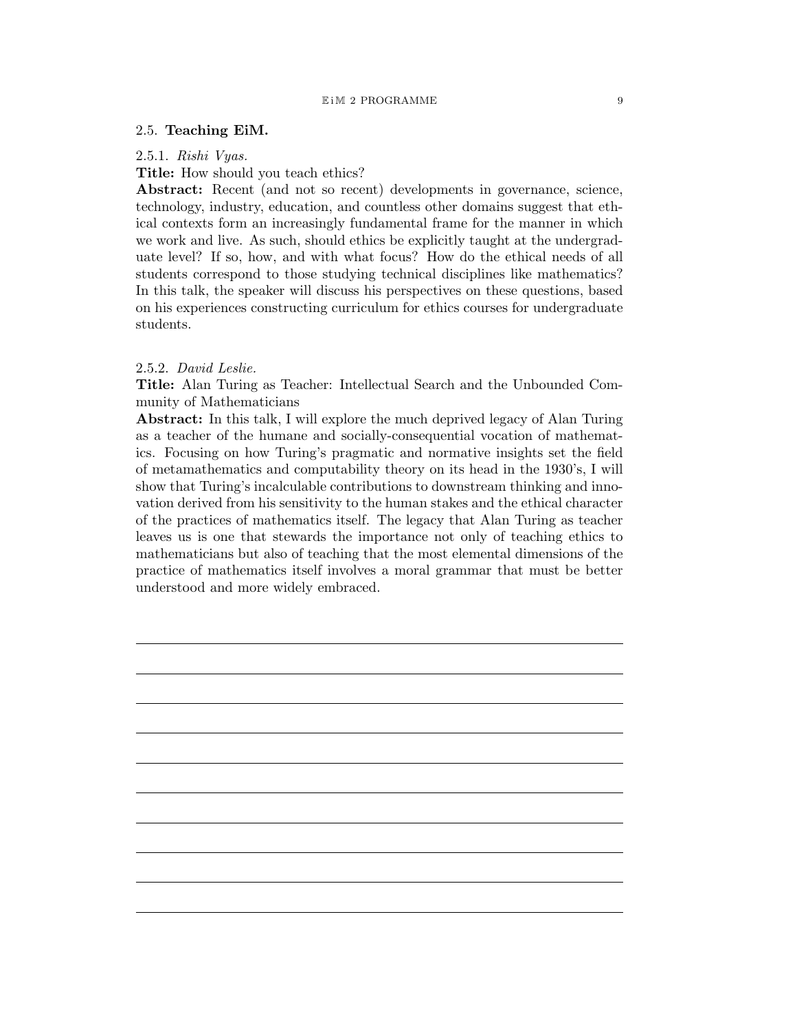## 2.5. **Teaching EiM.**

### 2.5.1. *Rishi Vyas.*

**Title:** How should you teach ethics?

**Abstract:** Recent (and not so recent) developments in governance, science, technology, industry, education, and countless other domains suggest that ethical contexts form an increasingly fundamental frame for the manner in which we work and live. As such, should ethics be explicitly taught at the undergraduate level? If so, how, and with what focus? How do the ethical needs of all students correspond to those studying technical disciplines like mathematics? In this talk, the speaker will discuss his perspectives on these questions, based on his experiences constructing curriculum for ethics courses for undergraduate students.

### 2.5.2. *David Leslie.*

**Title:** Alan Turing as Teacher: Intellectual Search and the Unbounded Community of Mathematicians

**Abstract:** In this talk, I will explore the much deprived legacy of Alan Turing as a teacher of the humane and socially-consequential vocation of mathematics. Focusing on how Turing's pragmatic and normative insights set the field of metamathematics and computability theory on its head in the 1930's, I will show that Turing's incalculable contributions to downstream thinking and innovation derived from his sensitivity to the human stakes and the ethical character of the practices of mathematics itself. The legacy that Alan Turing as teacher leaves us is one that stewards the importance not only of teaching ethics to mathematicians but also of teaching that the most elemental dimensions of the practice of mathematics itself involves a moral grammar that must be better understood and more widely embraced.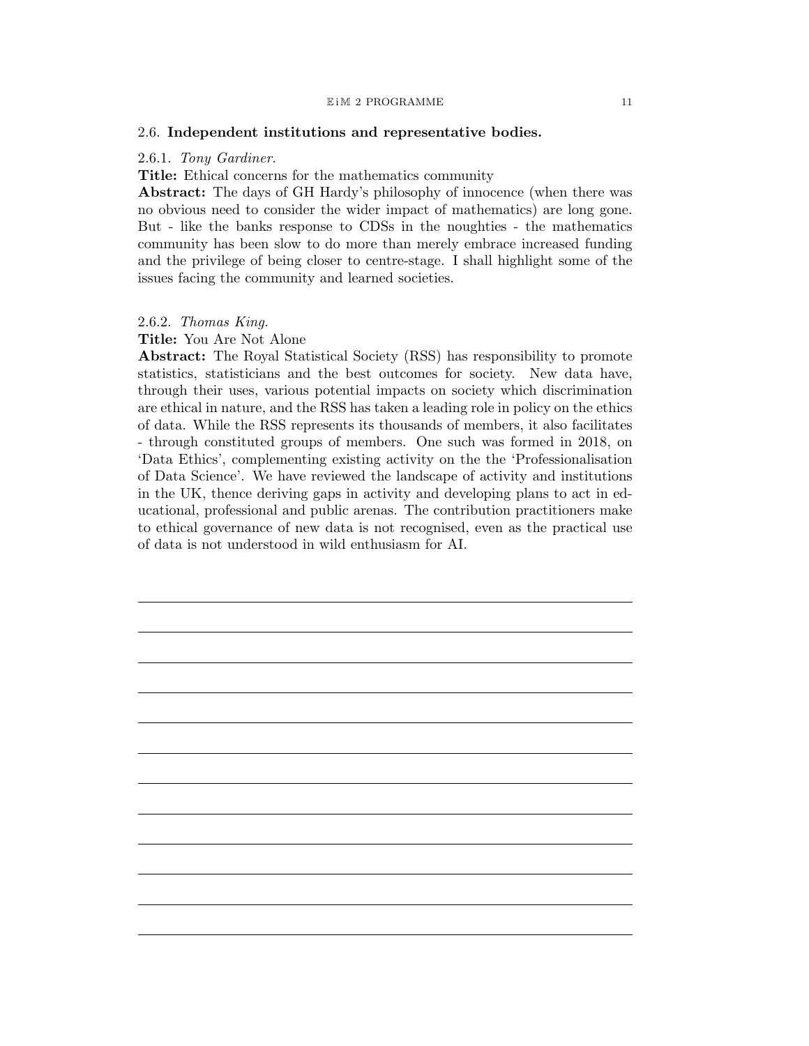## 2.6. **Independent institutions and representative bodies.**

### 2.6.1. *Tony Gardiner.*

**Title:** Ethical concerns for the mathematics community

**Abstract:** The days of GH Hardy's philosophy of innocence (when there was no obvious need to consider the wider impact of mathematics) are long gone. But - like the banks response to CDSs in the noughties - the mathematics community has been slow to do more than merely embrace increased funding and the privilege of being closer to centre-stage. I shall highlight some of the issues facing the community and learned societies.

### 2.6.2. *Thomas King.*

**Title:** You Are Not Alone

**Abstract:** The Royal Statistical Society (RSS) has responsibility to promote statistics, statisticians and the best outcomes for society. New data have, through their uses, various potential impacts on society which discrimination are ethical in nature, and the RSS has taken a leading role in policy on the ethics of data. While the RSS represents its thousands of members, it also facilitates - through constituted groups of members. One such was formed in 2018, on 'Data Ethics', complementing existing activity on the the 'Professionalisation of Data Science'. We have reviewed the landscape of activity and institutions in the UK, thence deriving gaps in activity and developing plans to act in educational, professional and public arenas. The contribution practitioners make to ethical governance of new data is not recognised, even as the practical use of data is not understood in wild enthusiasm for AI.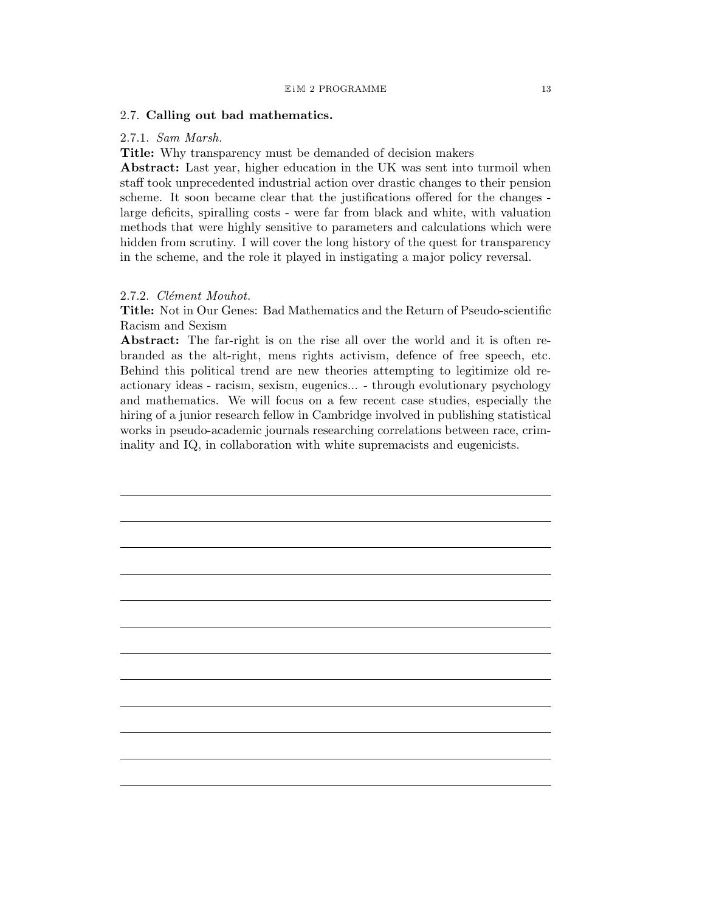## 2.7. Calling out bad mathematics.

### 2.7.1. *Sam Marsh.*

**Title:** Why transparency must be demanded of decision makers

**Abstract:** Last year, higher education in the UK was sent into turmoil when staff took unprecedented industrial action over drastic changes to their pension scheme. It soon became clear that the justifications offered for the changes - large deficits, spiralling costs - were far from black and white, with valuation methods that were highly sensitive to parameters and calculations which were hidden from scrutiny. I will cover the long history of the quest for transparency in the scheme, and the role it played in instigating a major policy reversal.

### 2.7.2. *Clément Mouhot.*

**Title:** Not in Our Genes: Bad Mathematics and the Return of Pseudo-scientific Racism and Sexism

**Abstract:** The far-right is on the rise all over the world and it is often rebranded as the alt-right, mens rights activism, defence of free speech, etc. Behind this political trend are new theories attempting to legitimize old reactionary ideas - racism, sexism, eugenics... - through evolutionary psychology and mathematics. We will focus on a few recent case studies, especially the hiring of a junior research fellow in Cambridge involved in publishing statistical works in pseudo-academic journals researching correlations between race, criminality and IQ, in collaboration with white supremacists and eugenicists.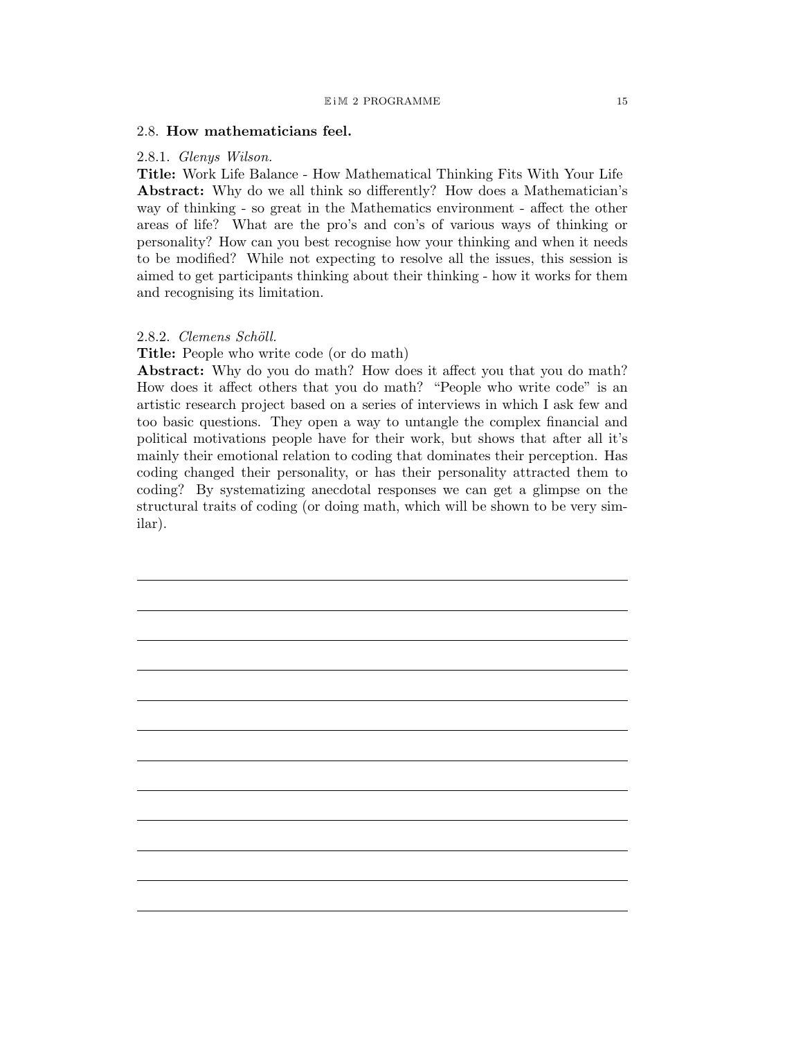## 2.8. **How mathematicians feel.**

### 2.8.1. *Glenys Wilson.*

**Title:** Work Life Balance - How Mathematical Thinking Fits With Your Life

**Abstract:** Why do we all think so differently? How does a Mathematician's way of thinking - so great in the Mathematics environment - affect the other areas of life? What are the pro's and con's of various ways of thinking or personality? How can you best recognise how your thinking and when it needs to be modified? While not expecting to resolve all the issues, this session is aimed to get participants thinking about their thinking - how it works for them and recognising its limitation.

### 2.8.2. *Clemens Schöll.*

**Title:** People who write code (or do math)

**Abstract:** Why do you do math? How does it affect you that you do math? How does it affect others that you do math? "People who write code" is an artistic research project based on a series of interviews in which I ask few and too basic questions. They open a way to untangle the complex financial and political motivations people have for their work, but shows that after all it's mainly their emotional relation to coding that dominates their perception. Has coding changed their personality, or has their personality attracted them to coding? By systematizing anecdotal responses we can get a glimpse on the structural traits of coding (or doing math, which will be shown to be very similar).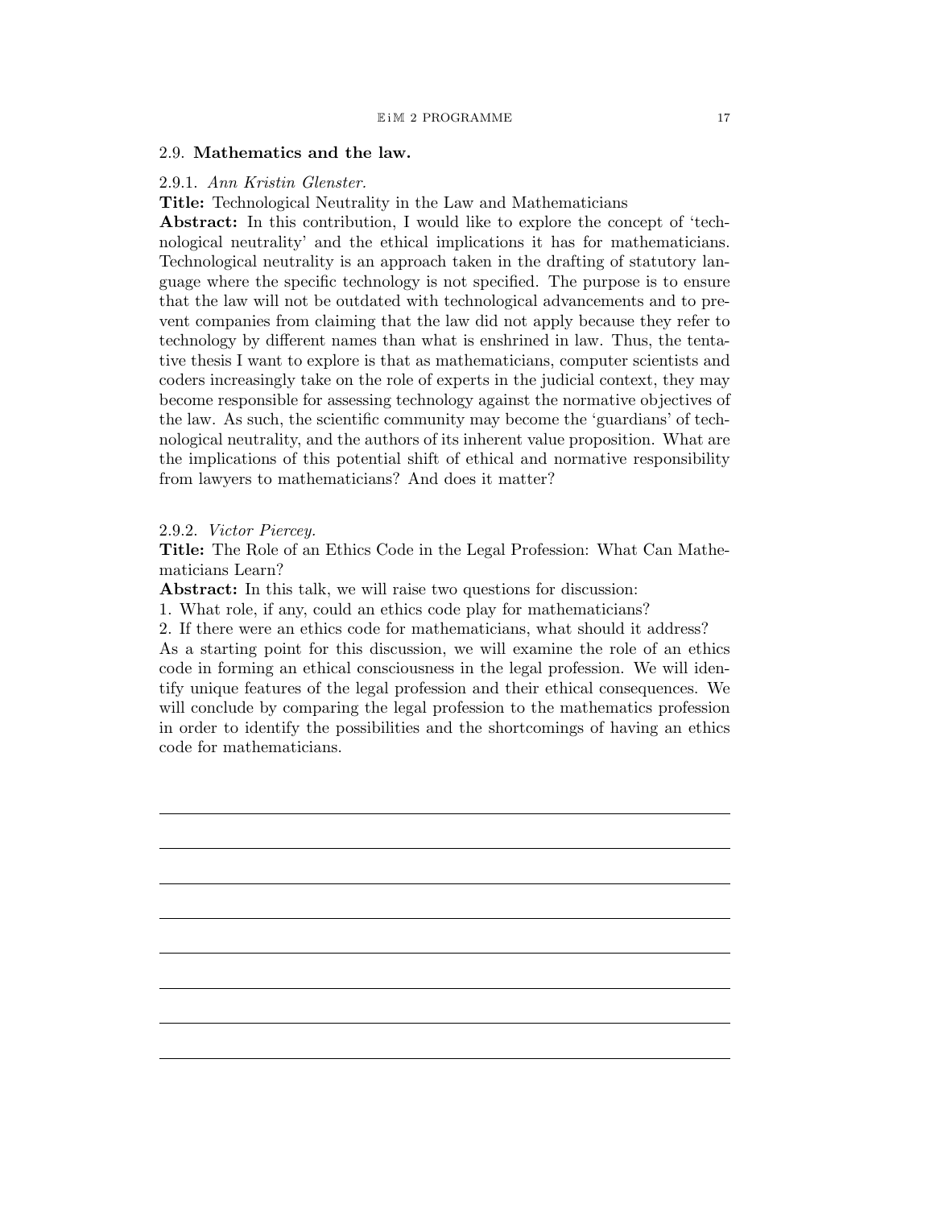## 2.9. **Mathematics and the law.**

### 2.9.1. *Ann Kristin Glenster.*

**Title:** Technological Neutrality in the Law and Mathematicians

**Abstract:** In this contribution, I would like to explore the concept of 'technological neutrality' and the ethical implications it has for mathematicians. Technological neutrality is an approach taken in the drafting of statutory language where the specific technology is not specified. The purpose is to ensure that the law will not be outdated with technological advancements and to prevent companies from claiming that the law did not apply because they refer to technology by different names than what is enshrined in law. Thus, the tentative thesis I want to explore is that as mathematicians, computer scientists and coders increasingly take on the role of experts in the judicial context, they may become responsible for assessing technology against the normative objectives of the law. As such, the scientific community may become the 'guardians' of technological neutrality, and the authors of its inherent value proposition. What are the implications of this potential shift of ethical and normative responsibility from lawyers to mathematicians? And does it matter?

### 2.9.2. *Victor Piercey.*

**Title:** The Role of an Ethics Code in the Legal Profession: What Can Mathematicians Learn?

**Abstract:** In this talk, we will raise two questions for discussion:

1. What role, if any, could an ethics code play for mathematicians?
2. If there were an ethics code for mathematicians, what should it address?

As a starting point for this discussion, we will examine the role of an ethics code in forming an ethical consciousness in the legal profession. We will identify unique features of the legal profession and their ethical consequences. We will conclude by comparing the legal profession to the mathematics profession in order to identify the possibilities and the shortcomings of having an ethics code for mathematicians.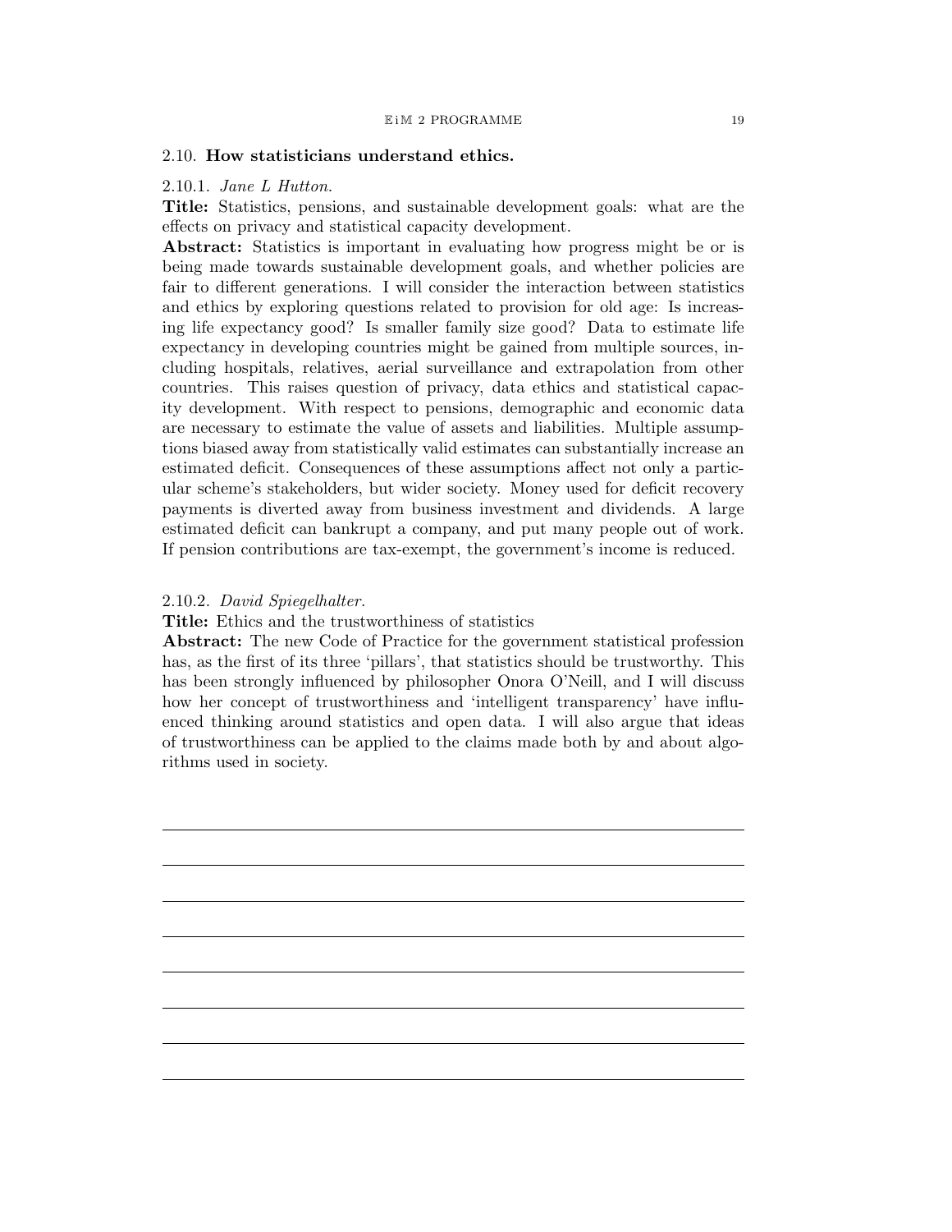## 2.10. How statisticians understand ethics.

### 2.10.1. *Jane L Hutton.*

**Title:** Statistics, pensions, and sustainable development goals: what are the effects on privacy and statistical capacity development.

**Abstract:** Statistics is important in evaluating how progress might be or is being made towards sustainable development goals, and whether policies are fair to different generations. I will consider the interaction between statistics and ethics by exploring questions related to provision for old age: Is increasing life expectancy good? Is smaller family size good? Data to estimate life expectancy in developing countries might be gained from multiple sources, including hospitals, relatives, aerial surveillance and extrapolation from other countries. This raises question of privacy, data ethics and statistical capacity development. With respect to pensions, demographic and economic data are necessary to estimate the value of assets and liabilities. Multiple assumptions biased away from statistically valid estimates can substantially increase an estimated deficit. Consequences of these assumptions affect not only a particular scheme's stakeholders, but wider society. Money used for deficit recovery payments is diverted away from business investment and dividends. A large estimated deficit can bankrupt a company, and put many people out of work. If pension contributions are tax-exempt, the government's income is reduced.

### 2.10.2. *David Spiegelhalter.*

**Title:** Ethics and the trustworthiness of statistics

**Abstract:** The new Code of Practice for the government statistical profession has, as the first of its three 'pillars', that statistics should be trustworthy. This has been strongly influenced by philosopher Onora O'Neill, and I will discuss how her concept of trustworthiness and 'intelligent transparency' have influenced thinking around statistics and open data. I will also argue that ideas of trustworthiness can be applied to the claims made both by and about algorithms used in society.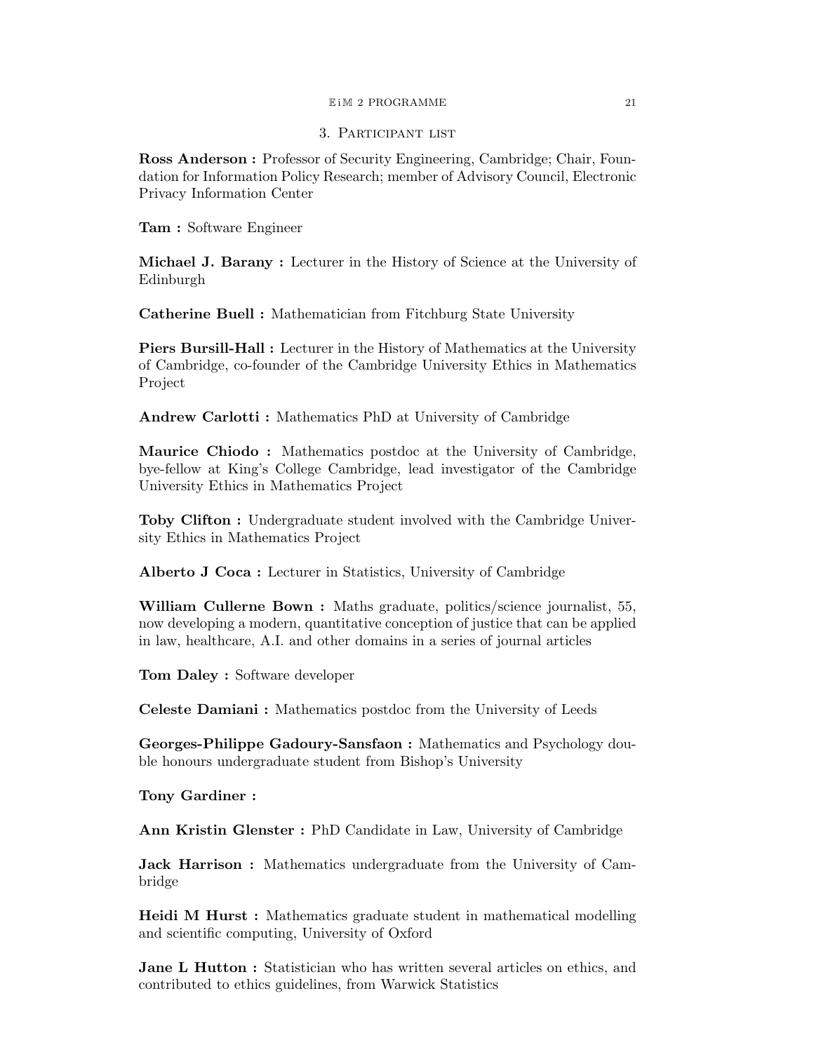## 3. Participant list

**Ross Anderson :** Professor of Security Engineering, Cambridge; Chair, Foundation for Information Policy Research; member of Advisory Council, Electronic Privacy Information Center

**Tam :** Software Engineer

**Michael J. Barany :** Lecturer in the History of Science at the University of Edinburgh

**Catherine Buell :** Mathematician from Fitchburg State University

**Piers Bursill-Hall :** Lecturer in the History of Mathematics at the University of Cambridge, co-founder of the Cambridge University Ethics in Mathematics Project

**Andrew Carlotti :** Mathematics PhD at University of Cambridge

**Maurice Chiodo :** Mathematics postdoc at the University of Cambridge, bye-fellow at King's College Cambridge, lead investigator of the Cambridge University Ethics in Mathematics Project

**Toby Clifton :** Undergraduate student involved with the Cambridge University Ethics in Mathematics Project

**Alberto J Coca :** Lecturer in Statistics, University of Cambridge

**William Cullerne Bown :** Maths graduate, politics/science journalist, 55, now developing a modern, quantitative conception of justice that can be applied in law, healthcare, A.I. and other domains in a series of journal articles

**Tom Daley :** Software developer

**Celeste Damiani :** Mathematics postdoc from the University of Leeds

**Georges-Philippe Gadoury-Sansfaon :** Mathematics and Psychology double honours undergraduate student from Bishop's University

**Tony Gardiner :**

**Ann Kristin Glenster :** PhD Candidate in Law, University of Cambridge

**Jack Harrison :** Mathematics undergraduate from the University of Cambridge

**Heidi M Hurst :** Mathematics graduate student in mathematical modelling and scientific computing, University of Oxford

**Jane L Hutton :** Statistician who has written several articles on ethics, and contributed to ethics guidelines, from Warwick Statistics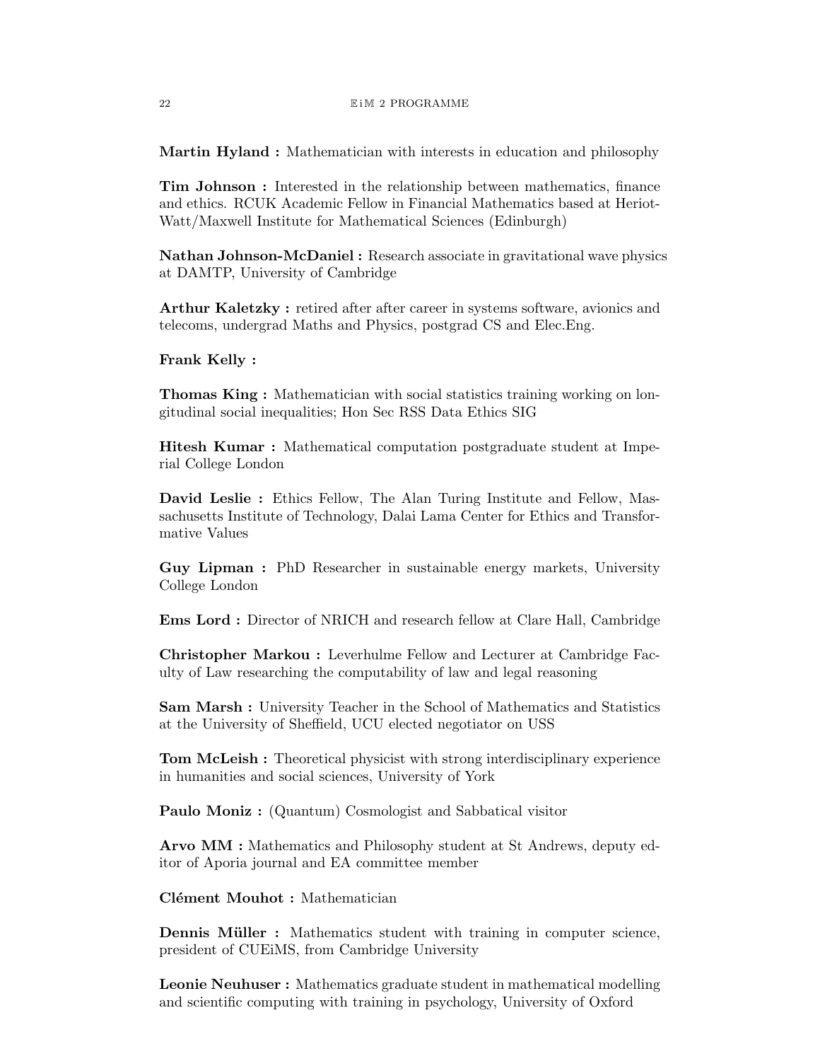**Martin Hyland :** Mathematician with interests in education and philosophy

**Tim Johnson :** Interested in the relationship between mathematics, finance and ethics. RCUK Academic Fellow in Financial Mathematics based at Heriot-Watt/Maxwell Institute for Mathematical Sciences (Edinburgh)

**Nathan Johnson-McDaniel :** Research associate in gravitational wave physics at DAMTP, University of Cambridge

**Arthur Kaletzky :** retired after after career in systems software, avionics and telecoms, undergrad Maths and Physics, postgrad CS and Elec.Eng.

**Frank Kelly :**

**Thomas King :** Mathematician with social statistics training working on longitudinal social inequalities; Hon Sec RSS Data Ethics SIG

**Hitesh Kumar :** Mathematical computation postgraduate student at Imperial College London

**David Leslie :** Ethics Fellow, The Alan Turing Institute and Fellow, Massachusetts Institute of Technology, Dalai Lama Center for Ethics and Transformative Values

**Guy Lipman :** PhD Researcher in sustainable energy markets, University College London

**Ems Lord :** Director of NRICH and research fellow at Clare Hall, Cambridge

**Christopher Markou :** Leverhulme Fellow and Lecturer at Cambridge Faculty of Law researching the computability of law and legal reasoning

**Sam Marsh :** University Teacher in the School of Mathematics and Statistics at the University of Sheffield, UCU elected negotiator on USS

**Tom McLeish :** Theoretical physicist with strong interdisciplinary experience in humanities and social sciences, University of York

**Paulo Moniz :** (Quantum) Cosmologist and Sabbatical visitor

**Arvo MM :** Mathematics and Philosophy student at St Andrews, deputy editor of Aporia journal and EA committee member

**Clément Mouhot :** Mathematician

**Dennis Müller :** Mathematics student with training in computer science, president of CUEiMS, from Cambridge University

**Leonie Neuhuser :** Mathematics graduate student in mathematical modelling and scientific computing with training in psychology, University of Oxford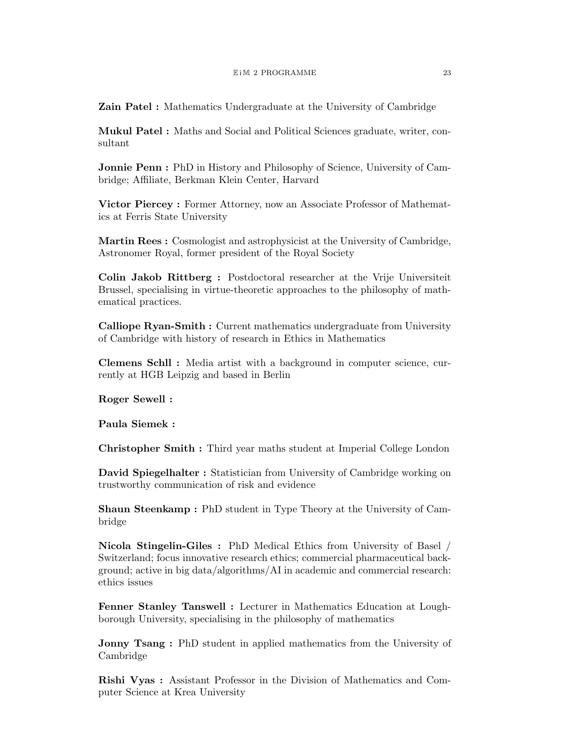**Zain Patel :** Mathematics Undergraduate at the University of Cambridge

**Mukul Patel :** Maths and Social and Political Sciences graduate, writer, consultant

**Jonnie Penn :** PhD in History and Philosophy of Science, University of Cambridge; Affiliate, Berkman Klein Center, Harvard

**Victor Piercey :** Former Attorney, now an Associate Professor of Mathematics at Ferris State University

**Martin Rees :** Cosmologist and astrophysicist at the University of Cambridge, Astronomer Royal, former president of the Royal Society

**Colin Jakob Rittberg :** Postdoctoral researcher at the Vrije Universiteit Brussel, specialising in virtue-theoretic approaches to the philosophy of mathematical practices.

**Calliope Ryan-Smith :** Current mathematics undergraduate from University of Cambridge with history of research in Ethics in Mathematics

**Clemens Schll :** Media artist with a background in computer science, currently at HGB Leipzig and based in Berlin

**Roger Sewell :**

**Paula Siemek :**

**Christopher Smith :** Third year maths student at Imperial College London

**David Spiegelhalter :** Statistician from University of Cambridge working on trustworthy communication of risk and evidence

**Shaun Steenkamp :** PhD student in Type Theory at the University of Cambridge

**Nicola Stingelin-Giles :** PhD Medical Ethics from University of Basel / Switzerland; focus innovative research ethics; commercial pharmaceutical background; active in big data/algorithms/AI in academic and commercial research: ethics issues

**Fenner Stanley Tanswell :** Lecturer in Mathematics Education at Loughborough University, specialising in the philosophy of mathematics

**Jonny Tsang :** PhD student in applied mathematics from the University of Cambridge

**Rishi Vyas :** Assistant Professor in the Division of Mathematics and Computer Science at Krea University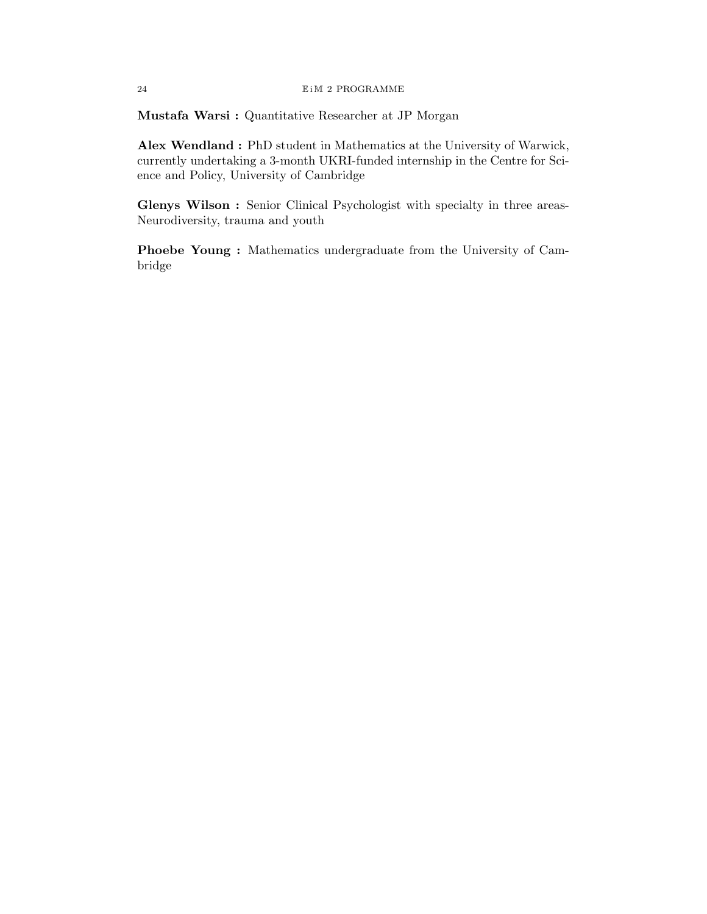**Mustafa Warsi :** Quantitative Researcher at JP Morgan

**Alex Wendland :** PhD student in Mathematics at the University of Warwick, currently undertaking a 3-month UKRI-funded internship in the Centre for Science and Policy, University of Cambridge

**Glenys Wilson :** Senior Clinical Psychologist with specialty in three areas- Neurodiversity, trauma and youth

**Phoebe Young :** Mathematics undergraduate from the University of Cambridge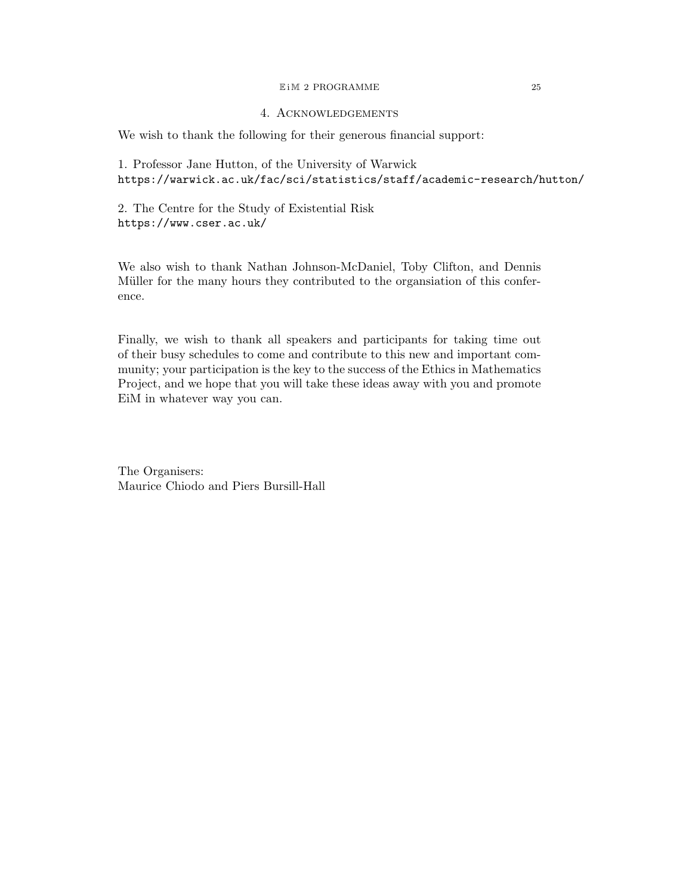## 4. Acknowledgements

We wish to thank the following for their generous financial support:

1. Professor Jane Hutton, of the University of Warwick
https://warwick.ac.uk/fac/sci/statistics/staff/academic-research/hutton/

2. The Centre for the Study of Existential Risk
https://www.cser.ac.uk/

We also wish to thank Nathan Johnson-McDaniel, Toby Clifton, and Dennis Müller for the many hours they contributed to the organsiation of this conference.

Finally, we wish to thank all speakers and participants for taking time out of their busy schedules to come and contribute to this new and important community; your participation is the key to the success of the Ethics in Mathematics Project, and we hope that you will take these ideas away with you and promote EiM in whatever way you can.

The Organisers:
Maurice Chiodo and Piers Bursill-Hall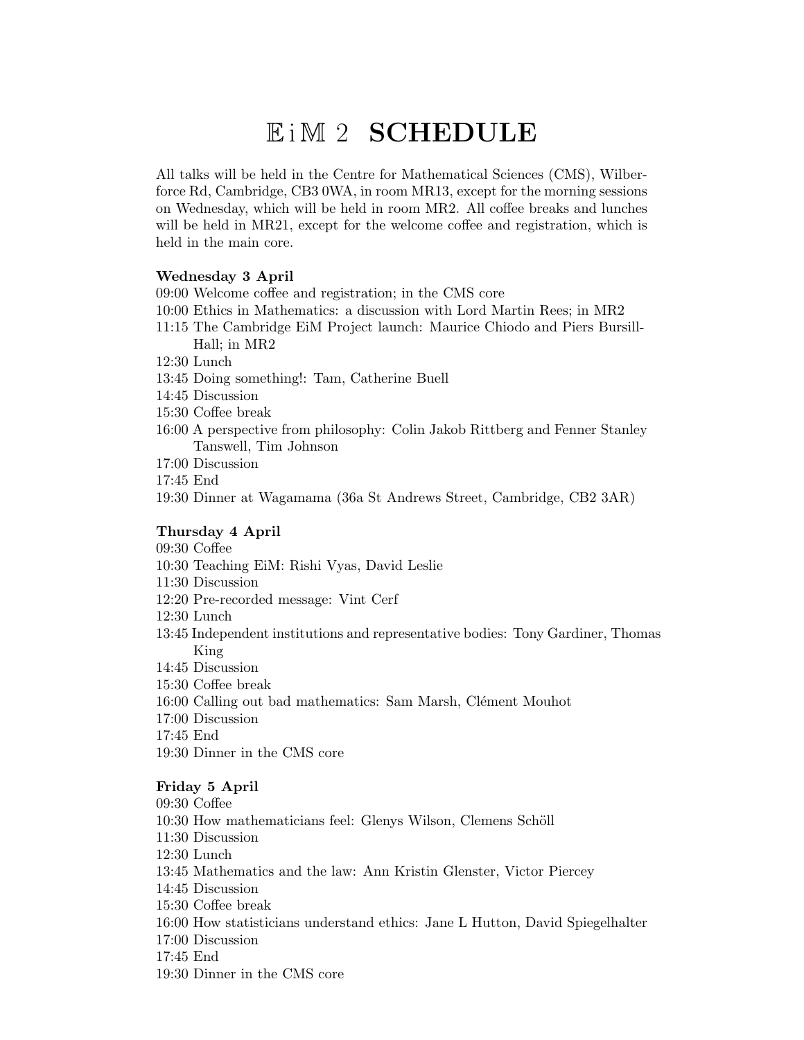# $\mathbb{E}$ i $\mathbb{M}$ 2 **SCHEDULE**

All talks will be held in the Centre for Mathematical Sciences (CMS), Wilberforce Rd, Cambridge, CB3 0WA, in room MR13, except for the morning sessions on Wednesday, which will be held in room MR2. All coffee breaks and lunches will be held in MR21, except for the welcome coffee and registration, which is held in the main core.

**Wednesday 3 April**

09:00 Welcome coffee and registration; in the CMS core
10:00 Ethics in Mathematics: a discussion with Lord Martin Rees; in MR2
11:15 The Cambridge EiM Project launch: Maurice Chiodo and Piers Bursill-Hall; in MR2
12:30 Lunch
13:45 Doing something!: Tam, Catherine Buell
14:45 Discussion
15:30 Coffee break
16:00 A perspective from philosophy: Colin Jakob Rittberg and Fenner Stanley Tanswell, Tim Johnson
17:00 Discussion
17:45 End
19:30 Dinner at Wagamama (36a St Andrews Street, Cambridge, CB2 3AR)

**Thursday 4 April**

09:30 Coffee
10:30 Teaching EiM: Rishi Vyas, David Leslie
11:30 Discussion
12:20 Pre-recorded message: Vint Cerf
12:30 Lunch
13:45 Independent institutions and representative bodies: Tony Gardiner, Thomas King
14:45 Discussion
15:30 Coffee break
16:00 Calling out bad mathematics: Sam Marsh, Clément Mouhot
17:00 Discussion
17:45 End
19:30 Dinner in the CMS core

**Friday 5 April**

09:30 Coffee
10:30 How mathematicians feel: Glenys Wilson, Clemens Schöll
11:30 Discussion
12:30 Lunch
13:45 Mathematics and the law: Ann Kristin Glenster, Victor Piercey
14:45 Discussion
15:30 Coffee break
16:00 How statisticians understand ethics: Jane L Hutton, David Spiegelhalter
17:00 Discussion
17:45 End
19:30 Dinner in the CMS core